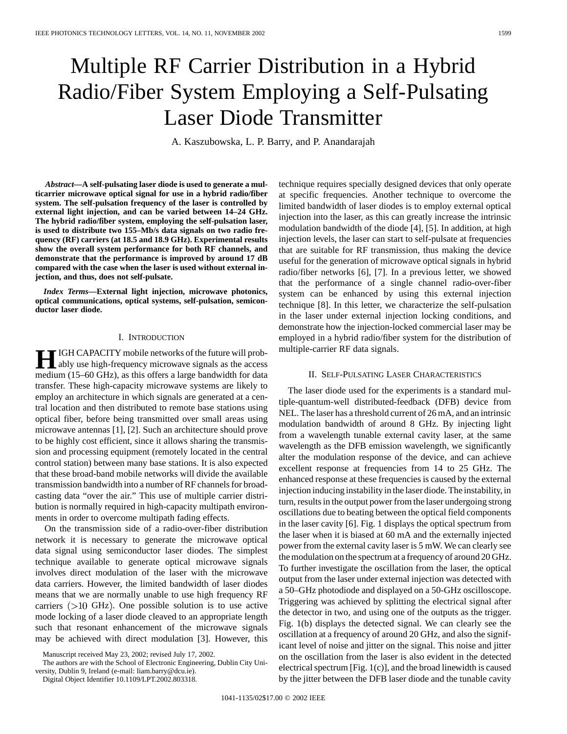# Multiple RF Carrier Distribution in a Hybrid Radio/Fiber System Employing a Self-Pulsating Laser Diode Transmitter

A. Kaszubowska, L. P. Barry, and P. Anandarajah

***Abstract*—A self-pulsating laser diode is used to generate a multicarrier microwave optical signal for use in a hybrid radio/fiber system. The self-pulsation frequency of the laser is controlled by external light injection, and can be varied between 14–24 GHz. The hybrid radio/fiber system, employing the self-pulsation laser, is used to distribute two 155–Mb/s data signals on two radio frequency (RF) carriers (at 18.5 and 18.9 GHz). Experimental results show the overall system performance for both RF channels, and demonstrate that the performance is improved by around 17 dB compared with the case when the laser is used without external injection, and thus, does not self-pulsate.**

***Index Terms*—External light injection, microwave photonics, optical communications, optical systems, self-pulsation, semiconductor laser diode.**

## I. Introduction

HIGH CAPACITY mobile networks of the future will probably use high-frequency microwave signals as the access medium (15–60 GHz), as this offers a large bandwidth for data transfer. These high-capacity microwave systems are likely to employ an architecture in which signals are generated at a central location and then distributed to remote base stations using optical fiber, before being transmitted over small areas using microwave antennas [1], [2]. Such an architecture should prove to be highly cost efficient, since it allows sharing the transmission and processing equipment (remotely located in the central control station) between many base stations. It is also expected that these broad-band mobile networks will divide the available transmission bandwidth into a number of RF channels for broadcasting data "over the air." This use of multiple carrier distribution is normally required in high-capacity multipath environments in order to overcome multipath fading effects.

On the transmission side of a radio-over-fiber distribution network it is necessary to generate the microwave optical data signal using semiconductor laser diodes. The simplest technique available to generate optical microwave signals involves direct modulation of the laser with the microwave data carriers. However, the limited bandwidth of laser diodes means that we are normally unable to use high frequency RF carriers $(>10$ GHz$)$. One possible solution is to use active mode locking of a laser diode cleaved to an appropriate length such that resonant enhancement of the microwave signals may be achieved with direct modulation [3]. However, this technique requires specially designed devices that only operate at specific frequencies. Another technique to overcome the limited bandwidth of laser diodes is to employ external optical injection into the laser, as this can greatly increase the intrinsic modulation bandwidth of the diode [4], [5]. In addition, at high injection levels, the laser can start to self-pulsate at frequencies that are suitable for RF transmission, thus making the device useful for the generation of microwave optical signals in hybrid radio/fiber networks [6], [7]. In a previous letter, we showed that the performance of a single channel radio-over-fiber system can be enhanced by using this external injection technique [8]. In this letter, we characterize the self-pulsation in the laser under external injection locking conditions, and demonstrate how the injection-locked commercial laser may be employed in a hybrid radio/fiber system for the distribution of multiple-carrier RF data signals.

Manuscript received May 23, 2002; revised July 17, 2002.

The authors are with the School of Electronic Engineering, Dublin City University, Dublin 9, Ireland (e-mail: liam.barry@dcu.ie).

Digital Object Identifier 10.1109/LPT.2002.803318.

## II. Self-Pulsating Laser Characteristics

The laser diode used for the experiments is a standard multiple-quantum-well distributed-feedback (DFB) device from NEL. The laser has a threshold current of 26 mA, and an intrinsic modulation bandwidth of around 8 GHz. By injecting light from a wavelength tunable external cavity laser, at the same wavelength as the DFB emission wavelength, we significantly alter the modulation response of the device, and can achieve excellent response at frequencies from 14 to 25 GHz. The enhanced response at these frequencies is caused by the external injection inducing instability in the laser diode. The instability, in turn, results in the output power from the laser undergoing strong oscillations due to beating between the optical field components in the laser cavity [6]. Fig. 1 displays the optical spectrum from the laser when it is biased at 60 mA and the externally injected power from the external cavity laser is 5 mW. We can clearly see the modulation on the spectrum at a frequency of around 20 GHz. To further investigate the oscillation from the laser, the optical output from the laser under external injection was detected with a 50–GHz photodiode and displayed on a 50-GHz oscilloscope. Triggering was achieved by splitting the electrical signal after the detector in two, and using one of the outputs as the trigger. Fig. 1(b) displays the detected signal. We can clearly see the oscillation at a frequency of around 20 GHz, and also the significant level of noise and jitter on the signal. This noise and jitter on the oscillation from the laser is also evident in the detected electrical spectrum [Fig. 1(c)], and the broad linewidth is caused by the jitter between the DFB laser diode and the tunable cavity

1041-1135/02$17.00 © 2002 IEEE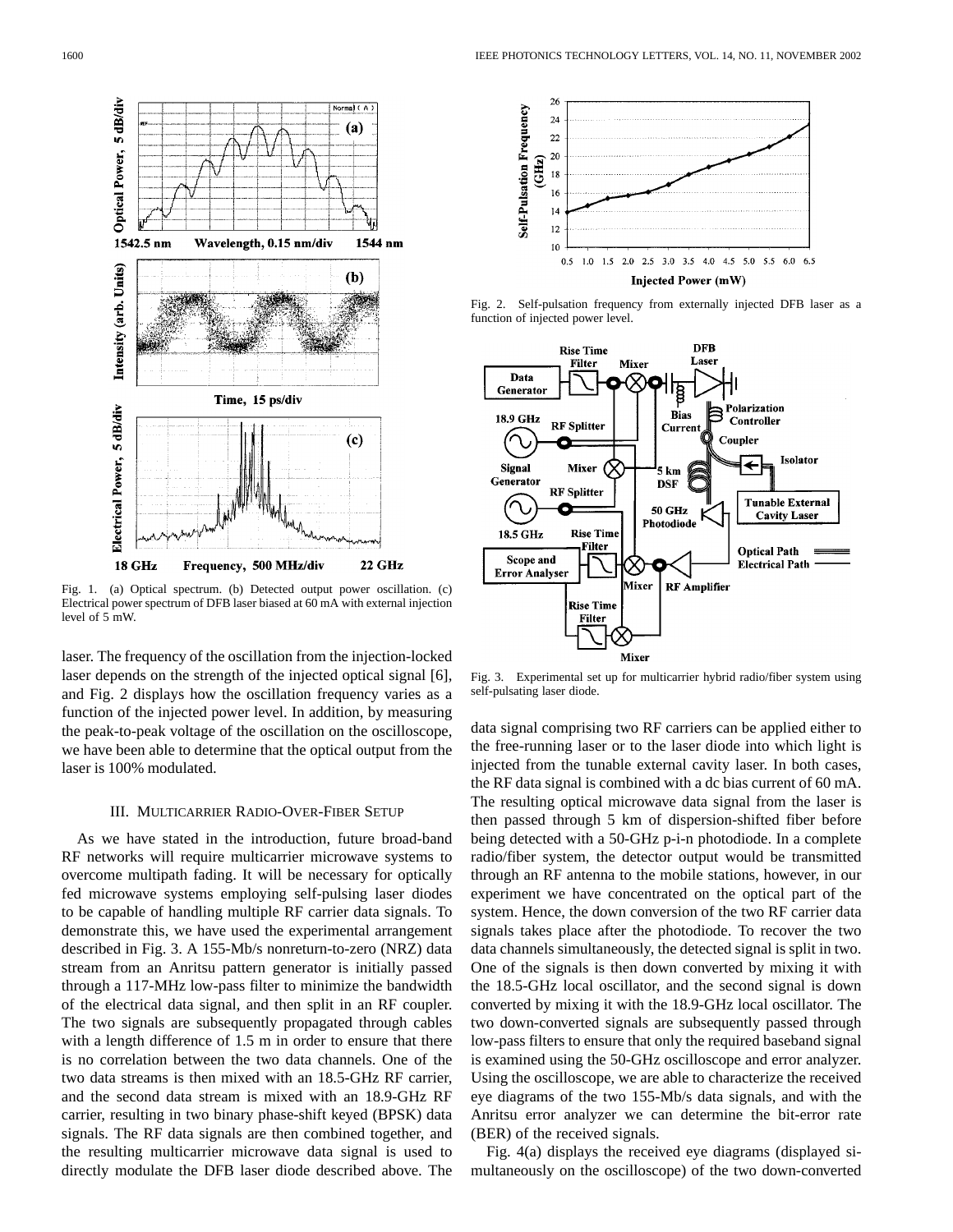Fig. 1. (a) Optical spectrum. (b) Detected output power oscillation. (c) Electrical power spectrum of DFB laser biased at 60 mA with external injection level of 5 mW.

Fig. 2. Self-pulsation frequency from externally injected DFB laser as a function of injected power level.

Fig. 3. Experimental set up for multicarrier hybrid radio/fiber system using self-pulsating laser diode.

laser. The frequency of the oscillation from the injection-locked laser depends on the strength of the injected optical signal [6], and Fig. 2 displays how the oscillation frequency varies as a function of the injected power level. In addition, by measuring the peak-to-peak voltage of the oscillation on the oscilloscope, we have been able to determine that the optical output from the laser is 100% modulated.

## III. Multicarrier Radio-Over-Fiber Setup

As we have stated in the introduction, future broad-band RF networks will require multicarrier microwave systems to overcome multipath fading. It will be necessary for optically fed microwave systems employing self-pulsing laser diodes to be capable of handling multiple RF carrier data signals. To demonstrate this, we have used the experimental arrangement described in Fig. 3. A 155-Mb/s nonreturn-to-zero (NRZ) data stream from an Anritsu pattern generator is initially passed through a 117-MHz low-pass filter to minimize the bandwidth of the electrical data signal, and then split in an RF coupler. The two signals are subsequently propagated through cables with a length difference of 1.5 m in order to ensure that there is no correlation between the two data channels. One of the two data streams is then mixed with an 18.5-GHz RF carrier, and the second data stream is mixed with an 18.9-GHz RF carrier, resulting in two binary phase-shift keyed (BPSK) data signals. The RF data signals are then combined together, and the resulting multicarrier microwave data signal is used to directly modulate the DFB laser diode described above. The data signal comprising two RF carriers can be applied either to the free-running laser or to the laser diode into which light is injected from the tunable external cavity laser. In both cases, the RF data signal is combined with a dc bias current of 60 mA. The resulting optical microwave data signal from the laser is then passed through 5 km of dispersion-shifted fiber before being detected with a 50-GHz p-i-n photodiode. In a complete radio/fiber system, the detector output would be transmitted through an RF antenna to the mobile stations, however, in our experiment we have concentrated on the optical part of the system. Hence, the down conversion of the two RF carrier data signals takes place after the photodiode. To recover the two data channels simultaneously, the detected signal is split in two. One of the signals is then down converted by mixing it with the 18.5-GHz local oscillator, and the second signal is down converted by mixing it with the 18.9-GHz local oscillator. The two down-converted signals are subsequently passed through low-pass filters to ensure that only the required baseband signal is examined using the 50-GHz oscilloscope and error analyzer. Using the oscilloscope, we are able to characterize the received eye diagrams of the two 155-Mb/s data signals, and with the Anritsu error analyzer we can determine the bit-error rate (BER) of the received signals.

Fig. 4(a) displays the received eye diagrams (displayed simultaneously on the oscilloscope) of the two down-converted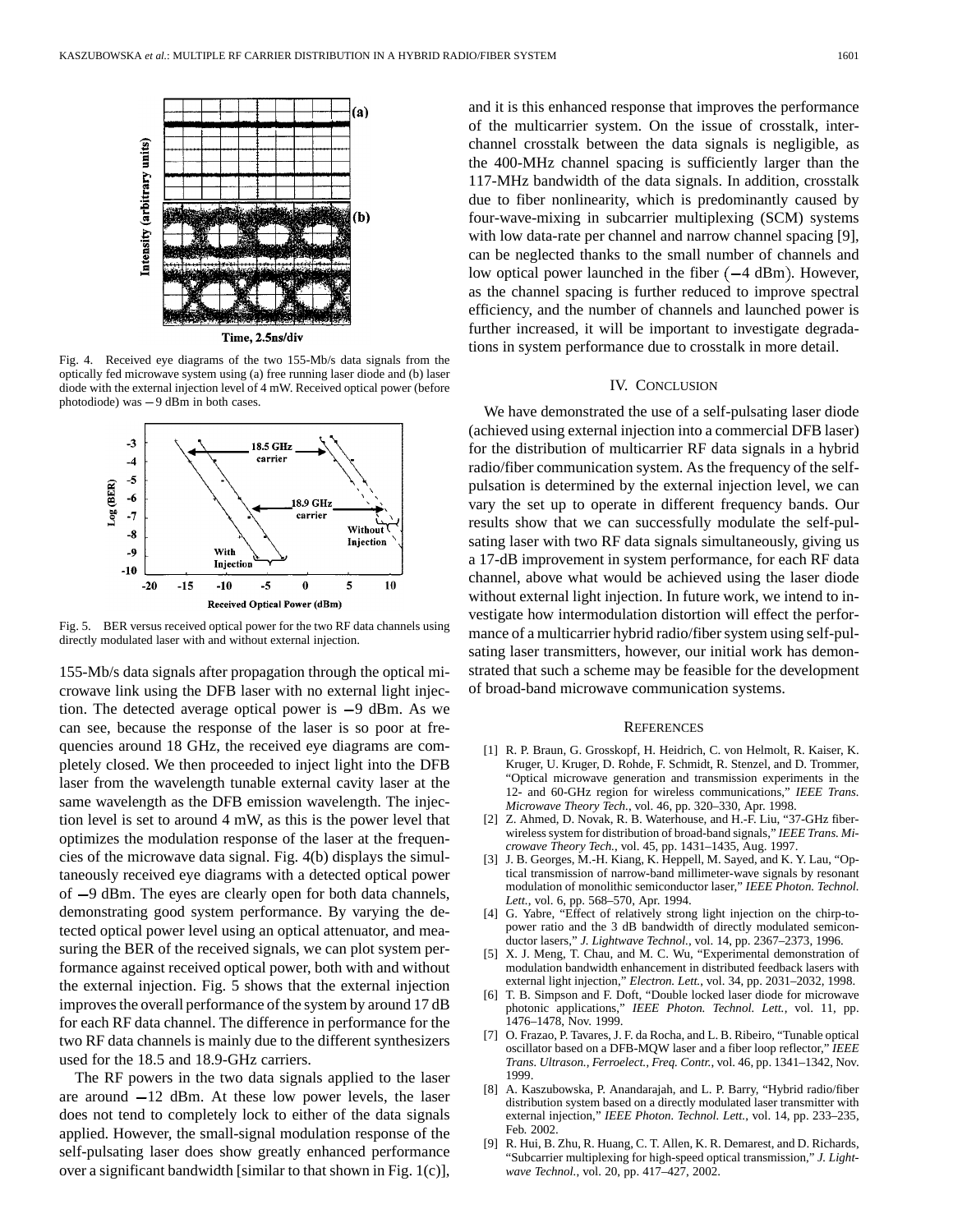Intensity (arbitrary units)

(a)

(b)

Time, 2.5ns/div

Fig. 4. Received eye diagrams of the two 155-Mb/s data signals from the optically fed microwave system using (a) free running laser diode and (b) laser diode with the external injection level of 4 mW. Received optical power (before photodiode) was −9 dBm in both cases.

Log (BER)

-3
-4
-5
-6
-7
-8
-9
-10

-20 -15 -10 -5 0 5 10

Received Optical Power (dBm)

18.5 GHz carrier

18.9 GHz carrier

Without Injection

With Injection

Fig. 5. BER versus received optical power for the two RF data channels using directly modulated laser with and without external injection.

155-Mb/s data signals after propagation through the optical microwave link using the DFB laser with no external light injection. The detected average optical power is −9 dBm. As we can see, because the response of the laser is so poor at frequencies around 18 GHz, the received eye diagrams are completely closed. We then proceeded to inject light into the DFB laser from the wavelength tunable external cavity laser at the same wavelength as the DFB emission wavelength. The injection level is set to around 4 mW, as this is the power level that optimizes the modulation response of the laser at the frequencies of the microwave data signal. Fig. 4(b) displays the simultaneously received eye diagrams with a detected optical power of −9 dBm. The eyes are clearly open for both data channels, demonstrating good system performance. By varying the detected optical power level using an optical attenuator, and measuring the BER of the received signals, we can plot system performance against received optical power, both with and without the external injection. Fig. 5 shows that the external injection improves the overall performance of the system by around 17 dB for each RF data channel. The difference in performance for the two RF data channels is mainly due to the different synthesizers used for the 18.5 and 18.9-GHz carriers.

The RF powers in the two data signals applied to the laser are around −12 dBm. At these low power levels, the laser does not tend to completely lock to either of the data signals applied. However, the small-signal modulation response of the self-pulsating laser does show greatly enhanced performance over a significant bandwidth [similar to that shown in Fig. 1(c)], and it is this enhanced response that improves the performance of the multicarrier system. On the issue of crosstalk, interchannel crosstalk between the data signals is negligible, as the 400-MHz channel spacing is sufficiently larger than the 117-MHz bandwidth of the data signals. In addition, crosstalk due to fiber nonlinearity, which is predominantly caused by four-wave-mixing in subcarrier multiplexing (SCM) systems with low data-rate per channel and narrow channel spacing [9], can be neglected thanks to the small number of channels and low optical power launched in the fiber (−4 dBm). However, as the channel spacing is further reduced to improve spectral efficiency, and the number of channels and launched power is further increased, it will be important to investigate degradations in system performance due to crosstalk in more detail.

## IV. Conclusion

We have demonstrated the use of a self-pulsating laser diode (achieved using external injection into a commercial DFB laser) for the distribution of multicarrier RF data signals in a hybrid radio/fiber communication system. As the frequency of the self-pulsation is determined by the external injection level, we can vary the set up to operate in different frequency bands. Our results show that we can successfully modulate the self-pulsating laser with two RF data signals simultaneously, giving us a 17-dB improvement in system performance, for each RF data channel, above what would be achieved using the laser diode without external light injection. In future work, we intend to investigate how intermodulation distortion will effect the performance of a multicarrier hybrid radio/fiber system using self-pulsating laser transmitters, however, our initial work has demonstrated that such a scheme may be feasible for the development of broad-band microwave communication systems.

## References

[1] R. P. Braun, G. Grosskopf, H. Heidrich, C. von Helmolt, R. Kaiser, K. Kruger, U. Kruger, D. Rohde, F. Schmidt, R. Stenzel, and D. Trommer, "Optical microwave generation and transmission experiments in the 12- and 60-GHz region for wireless communications," *IEEE Trans. Microwave Theory Tech.*, vol. 46, pp. 320–330, Apr. 1998.

[2] Z. Ahmed, D. Novak, R. B. Waterhouse, and H.-F. Liu, "37-GHz fiber-wireless system for distribution of broad-band signals," *IEEE Trans. Microwave Theory Tech.*, vol. 45, pp. 1431–1435, Aug. 1997.

[3] J. B. Georges, M.-H. Kiang, K. Heppell, M. Sayed, and K. Y. Lau, "Optical transmission of narrow-band millimeter-wave signals by resonant modulation of monolithic semiconductor laser," *IEEE Photon. Technol. Lett.*, vol. 6, pp. 568–570, Apr. 1994.

[4] G. Yabre, "Effect of relatively strong light injection on the chirp-to-power ratio and the 3 dB bandwidth of directly modulated semiconductor lasers," *J. Lightwave Technol.*, vol. 14, pp. 2367–2373, 1996.

[5] X. J. Meng, T. Chau, and M. C. Wu, "Experimental demonstration of modulation bandwidth enhancement in distributed feedback lasers with external light injection," *Electron. Lett.*, vol. 34, pp. 2031–2032, 1998.

[6] T. B. Simpson and F. Doft, "Double locked laser diode for microwave photonic applications," *IEEE Photon. Technol. Lett.*, vol. 11, pp. 1476–1478, Nov. 1999.

[7] O. Frazao, P. Tavares, J. F. da Rocha, and L. B. Ribeiro, "Tunable optical oscillator based on a DFB-MQW laser and a fiber loop reflector," *IEEE Trans. Ultrason., Ferroelect., Freq. Contr.*, vol. 46, pp. 1341–1342, Nov. 1999.

[8] A. Kaszubowska, P. Anandarajah, and L. P. Barry, "Hybrid radio/fiber distribution system based on a directly modulated laser transmitter with external injection," *IEEE Photon. Technol. Lett.*, vol. 14, pp. 233–235, Feb. 2002.

[9] R. Hui, B. Zhu, R. Huang, C. T. Allen, K. R. Demarest, and D. Richards, "Subcarrier multiplexing for high-speed optical transmission," *J. Lightwave Technol.*, vol. 20, pp. 417–427, 2002.